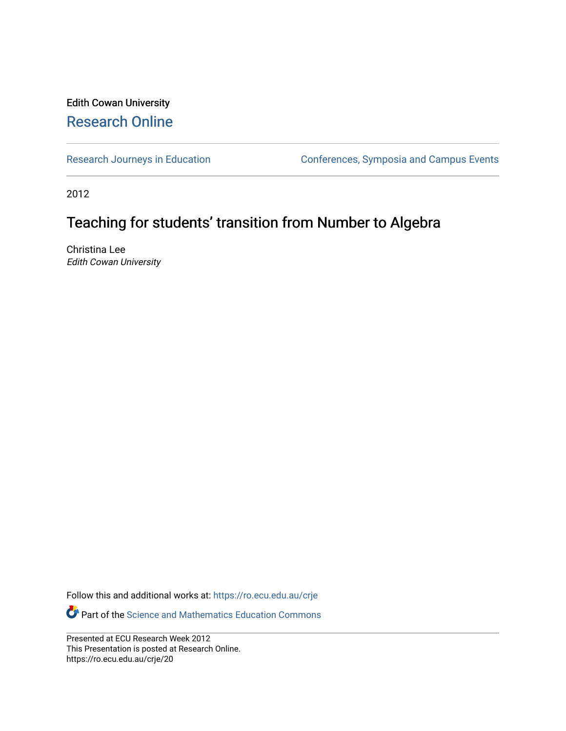Edith Cowan University

# Research Online

Research Journeys in Education

Conferences, Symposia and Campus Events

2012

## Teaching for students' transition from Number to Algebra

Christina Lee
*Edith Cowan University*

Follow this and additional works at: https://ro.ecu.edu.au/crje

Part of the Science and Mathematics Education Commons

Presented at ECU Research Week 2012
This Presentation is posted at Research Online.
https://ro.ecu.edu.au/crje/20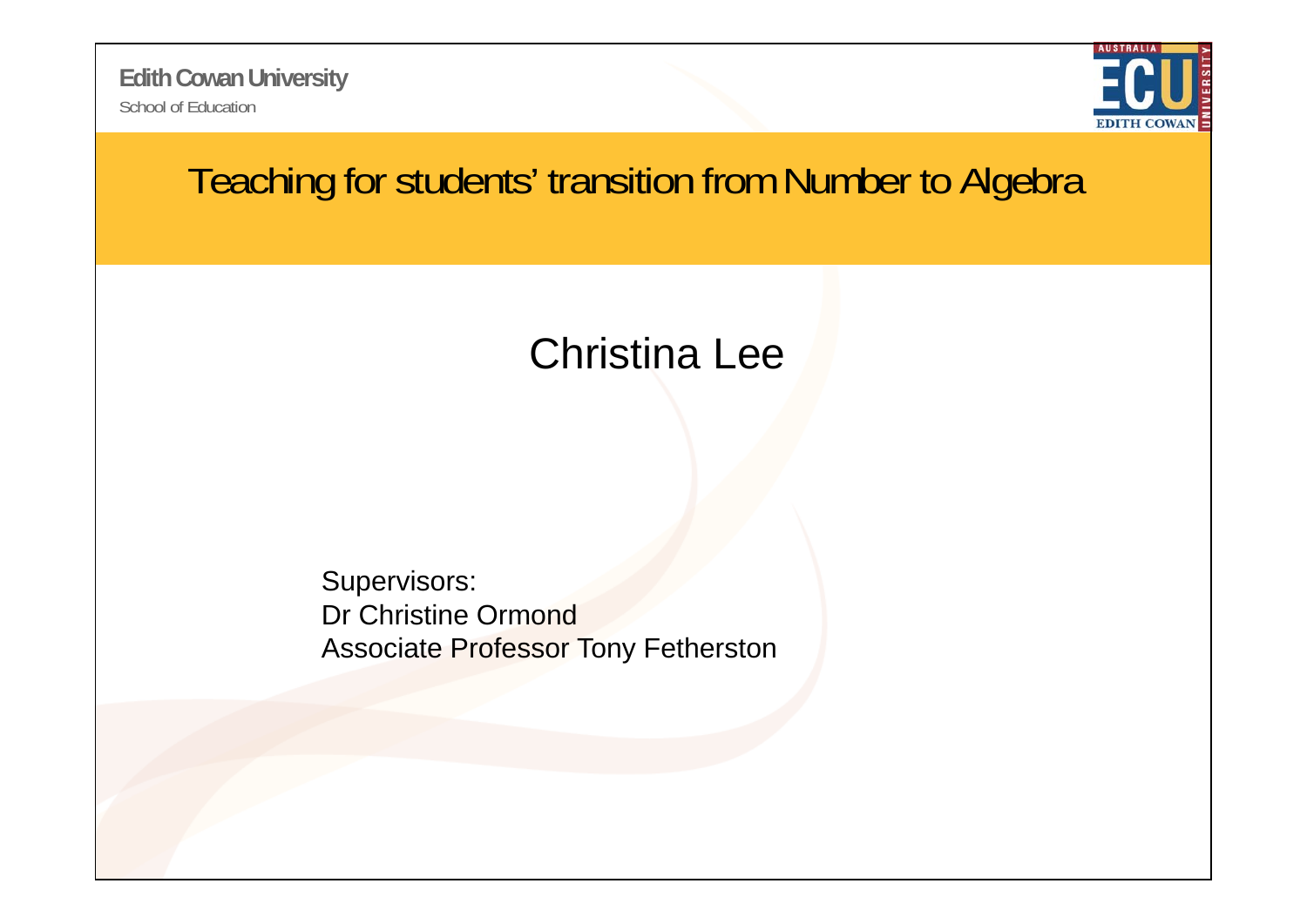Edith Cowan University

School of Education

# Teaching for students' transition from Number to Algebra

## Christina Lee

Supervisors:
Dr Christine Ormond
Associate Professor Tony Fetherston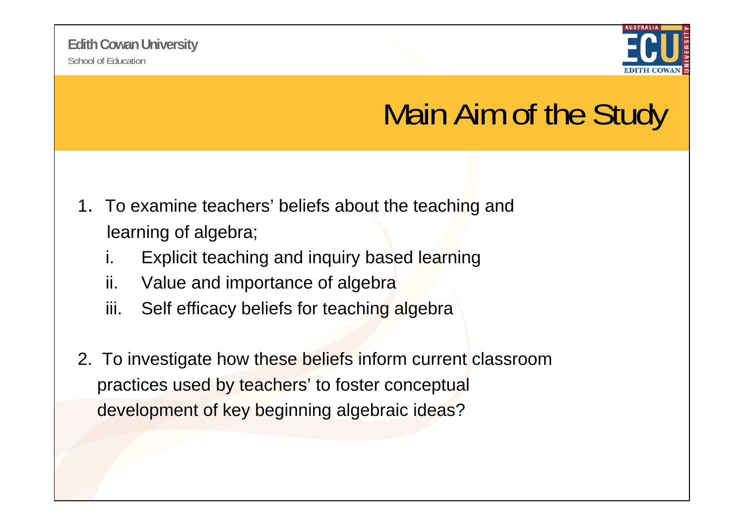# Main Aim of the Study

1. To examine teachers' beliefs about the teaching and learning of algebra;
   i. Explicit teaching and inquiry based learning
   ii. Value and importance of algebra
   iii. Self efficacy beliefs for teaching algebra

2. To investigate how these beliefs inform current classroom practices used by teachers' to foster conceptual development of key beginning algebraic ideas?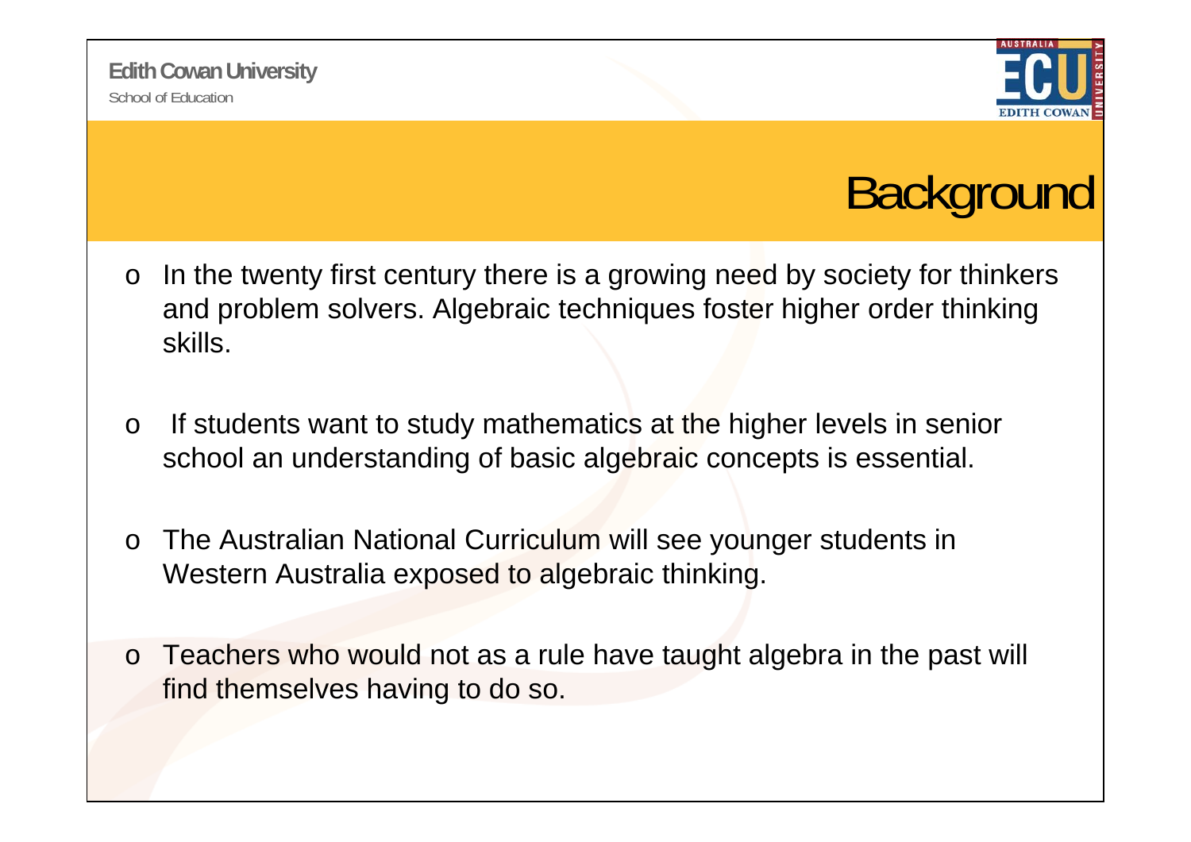# Background

- In the twenty first century there is a growing need by society for thinkers and problem solvers. Algebraic techniques foster higher order thinking skills.
- If students want to study mathematics at the higher levels in senior school an understanding of basic algebraic concepts is essential.
- The Australian National Curriculum will see younger students in Western Australia exposed to algebraic thinking.
- Teachers who would not as a rule have taught algebra in the past will find themselves having to do so.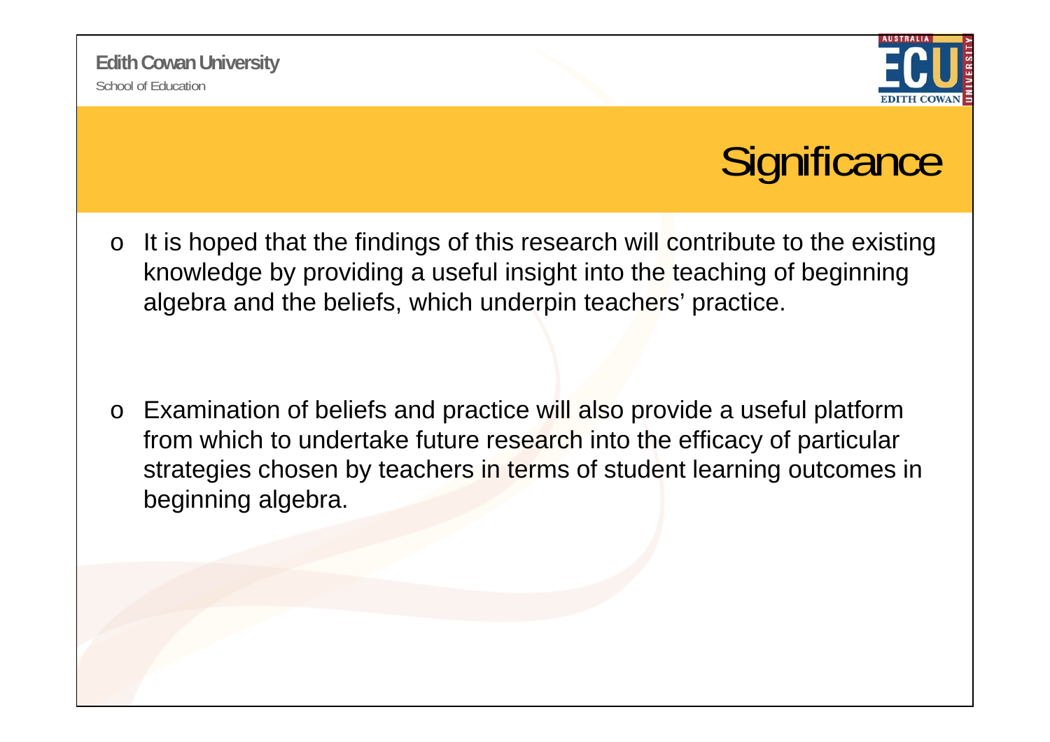# Significance

- It is hoped that the findings of this research will contribute to the existing knowledge by providing a useful insight into the teaching of beginning algebra and the beliefs, which underpin teachers' practice.

- Examination of beliefs and practice will also provide a useful platform from which to undertake future research into the efficacy of particular strategies chosen by teachers in terms of student learning outcomes in beginning algebra.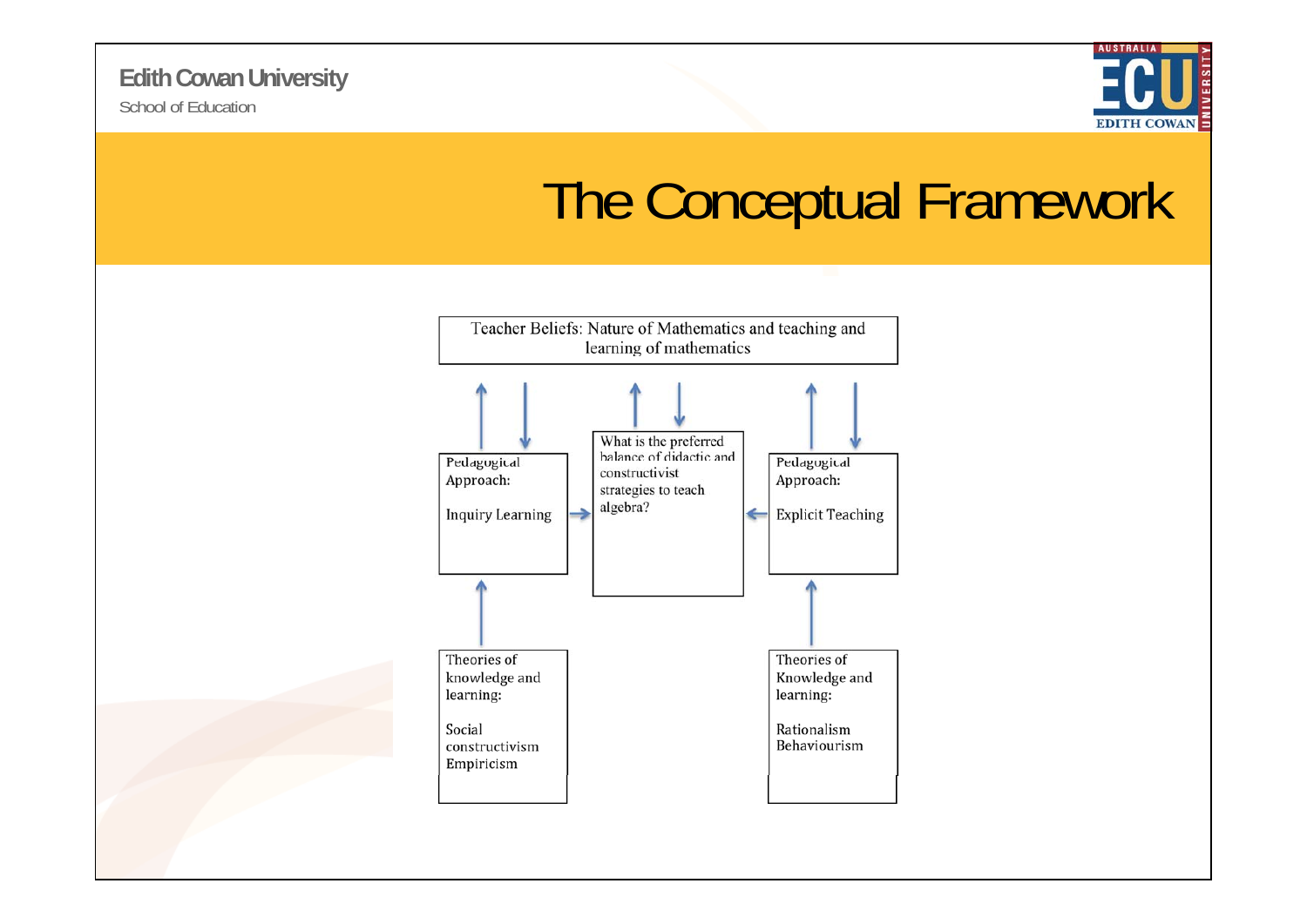# The Conceptual Framework

Teacher Beliefs: Nature of Mathematics and teaching and learning of mathematics

Pedagogical Approach:

Inquiry Learning

What is the preferred balance of didactic and constructivist strategies to teach algebra?

Pedagogical Approach:

Explicit Teaching

Theories of knowledge and learning:

Social constructivism
Empiricism

Theories of Knowledge and learning:

Rationalism
Behaviourism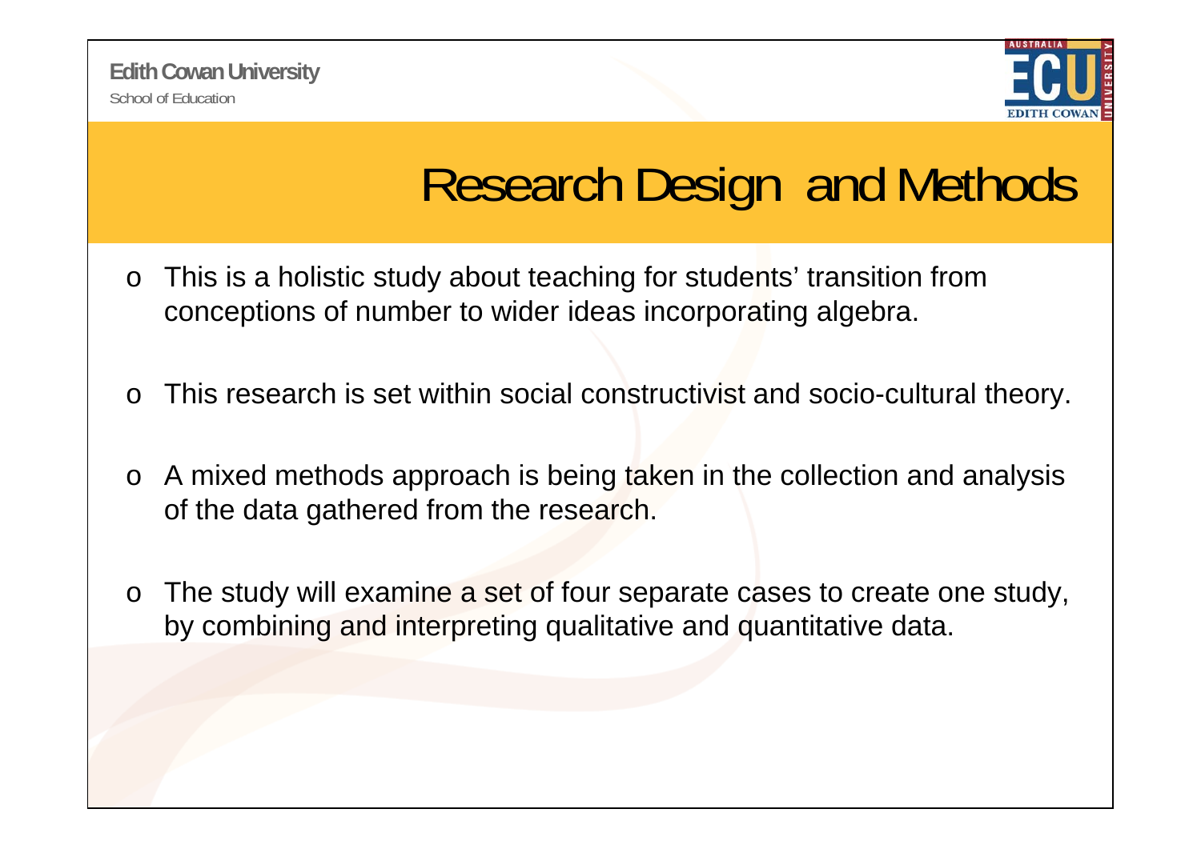# Research Design and Methods

- This is a holistic study about teaching for students' transition from conceptions of number to wider ideas incorporating algebra.
- This research is set within social constructivist and socio-cultural theory.
- A mixed methods approach is being taken in the collection and analysis of the data gathered from the research.
- The study will examine a set of four separate cases to create one study, by combining and interpreting qualitative and quantitative data.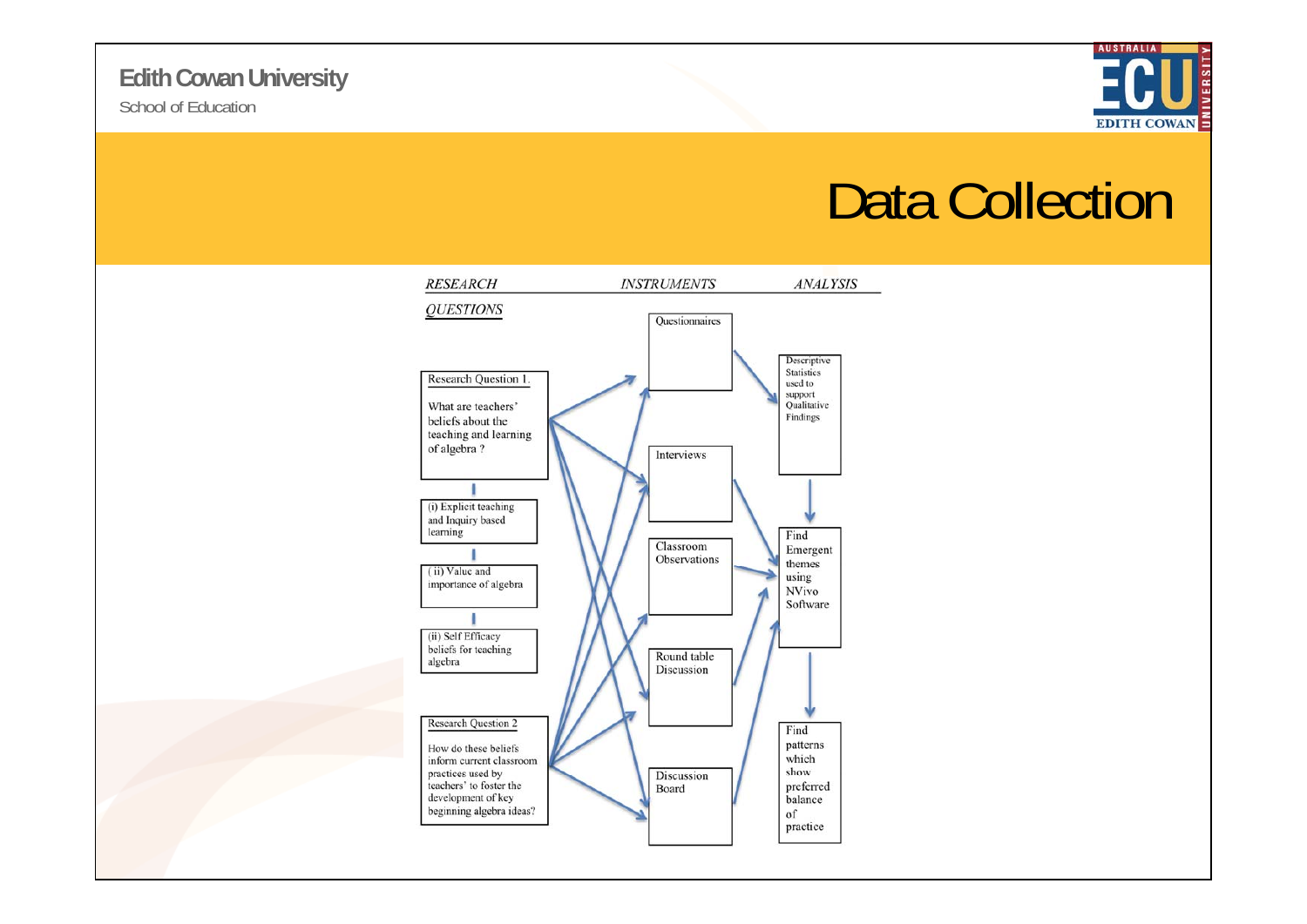# Data Collection

*RESEARCH QUESTIONS* | *INSTRUMENTS* | *ANALYSIS*

**Research Question 1.**

What are teachers' beliefs about the teaching and learning of algebra ?

- (i) Explicit teaching and Inquiry based learning
- ( ii) Value and importance of algebra
- (ii) Self Efficacy beliefs for teaching algebra

**Research Question 2**

How do these beliefs inform current classroom practices used by teachers' to foster the development of key beginning algebra ideas?

**Instruments:**

- Questionnaires
- Interviews
- Classroom Observations
- Round table Discussion
- Discussion Board

**Analysis:**

- Descriptive Statistics used to support Qualitative Findings
- Find Emergent themes using NVivo Software
- Find patterns which show preferred balance of practice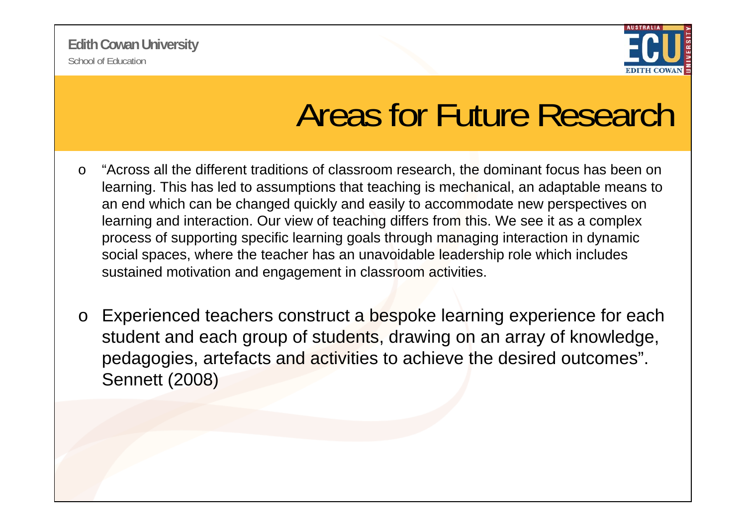# Areas for Future Research

- "Across all the different traditions of classroom research, the dominant focus has been on learning. This has led to assumptions that teaching is mechanical, an adaptable means to an end which can be changed quickly and easily to accommodate new perspectives on learning and interaction. Our view of teaching differs from this. We see it as a complex process of supporting specific learning goals through managing interaction in dynamic social spaces, where the teacher has an unavoidable leadership role which includes sustained motivation and engagement in classroom activities.

- Experienced teachers construct a bespoke learning experience for each student and each group of students, drawing on an array of knowledge, pedagogies, artefacts and activities to achieve the desired outcomes". Sennett (2008)